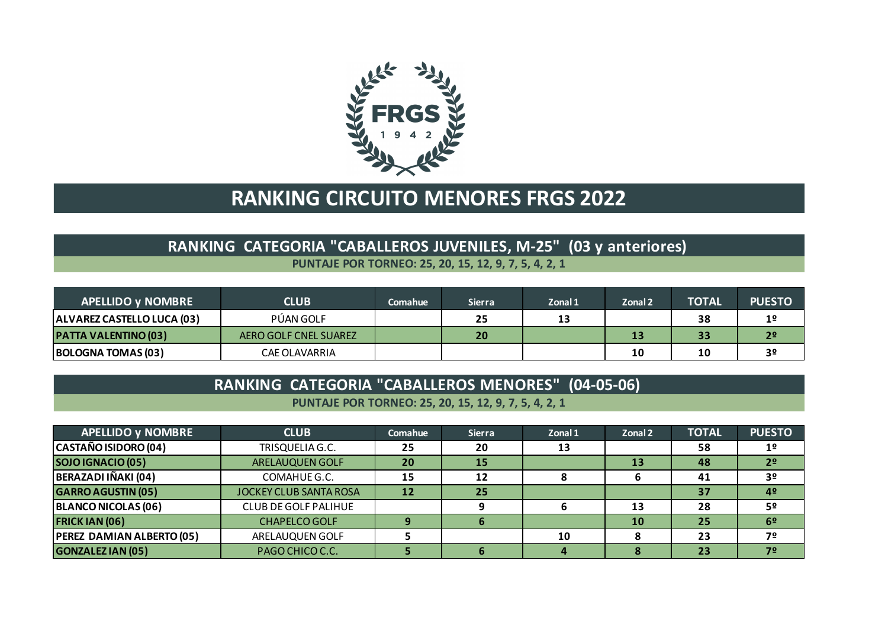# RANKING CIRCUITO MENORES FRGS 2022

## RANKING CATEGORIA "CABALLEROS JUVENILES, M-25" (03 y anteriores)

**PUNTAJE POR TORNEO: 25, 20, 15, 12, 9, 7, 5, 4, 2, 1**

| APELLIDO y NOMBRE | CLUB | Comahue | Sierra | Zonal 1 | Zonal 2 | TOTAL | PUESTO |
|---|---|---|---|---|---|---|---|
| ALVAREZ CASTELLO LUCA (03) | PÚAN GOLF | | 25 | 13 | | 38 | 1º |
| PATTA VALENTINO (03) | AERO GOLF CNEL SUAREZ | | 20 | | 13 | 33 | 2º |
| BOLOGNA TOMAS (03) | CAE OLAVARRIA | | | | 10 | 10 | 3º |

## RANKING CATEGORIA "CABALLEROS MENORES" (04-05-06)

**PUNTAJE POR TORNEO: 25, 20, 15, 12, 9, 7, 5, 4, 2, 1**

| APELLIDO y NOMBRE | CLUB | Comahue | Sierra | Zonal 1 | Zonal 2 | TOTAL | PUESTO |
|---|---|---|---|---|---|---|---|
| CASTAÑO ISIDORO (04) | TRISQUELIA G.C. | 25 | 20 | 13 | | 58 | 1º |
| SOJO IGNACIO (05) | ARELAUQUEN GOLF | 20 | 15 | | 13 | 48 | 2º |
| BERAZADI IÑAKI (04) | COMAHUE G.C. | 15 | 12 | 8 | 6 | 41 | 3º |
| GARRO AGUSTIN (05) | JOCKEY CLUB SANTA ROSA | 12 | 25 | | | 37 | 4º |
| BLANCO NICOLAS (06) | CLUB DE GOLF PALIHUE | | 9 | 6 | 13 | 28 | 5º |
| FRICK IAN (06) | CHAPELCO GOLF | 9 | 6 | | 10 | 25 | 6º |
| PEREZ DAMIAN ALBERTO (05) | ARELAUQUEN GOLF | 5 | | 10 | 8 | 23 | 7º |
| GONZALEZ IAN (05) | PAGO CHICO C.C. | 5 | 6 | 4 | 8 | 23 | 7º |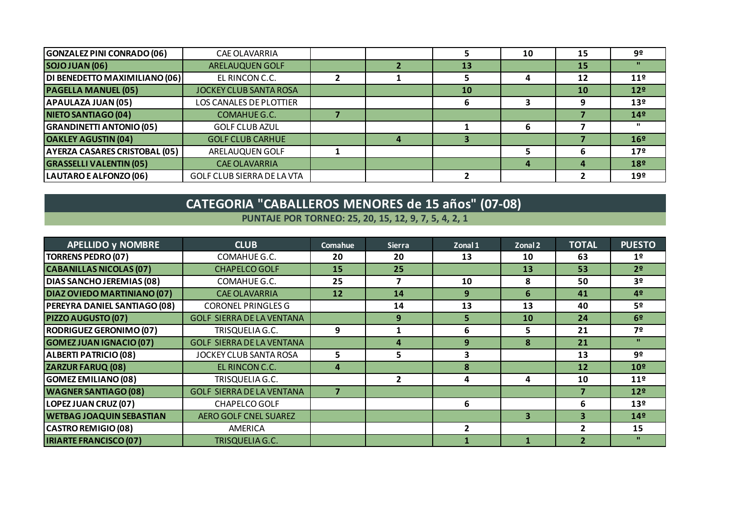| | | | | | | | |
|---|---|---|---|---|---|---|---|
| GONZALEZ PINI CONRADO (06) | CAE OLAVARRIA | | | 5 | 10 | 15 | 9º |
| SOJO JUAN (06) | ARELAUQUEN GOLF | | 2 | 13 | | 15 | " |
| DI BENEDETTO MAXIMILIANO (06) | EL RINCON C.C. | 2 | 1 | 5 | 4 | 12 | 11º |
| PAGELLA MANUEL (05) | JOCKEY CLUB SANTA ROSA | | | 10 | | 10 | 12º |
| APAULAZA JUAN (05) | LOS CANALES DE PLOTTIER | | | 6 | 3 | 9 | 13º |
| NIETO SANTIAGO (04) | COMAHUE G.C. | 7 | | | | 7 | 14º |
| GRANDINETTI ANTONIO (05) | GOLF CLUB AZUL | | | 1 | 6 | 7 | " |
| OAKLEY AGUSTIN (04) | GOLF CLUB CARHUE | | 4 | 3 | | 7 | 16º |
| AYERZA CASARES CRISTOBAL (05) | ARELAUQUEN GOLF | 1 | | | 5 | 6 | 17º |
| GRASSELLI VALENTIN (05) | CAE OLAVARRIA | | | | 4 | 4 | 18º |
| LAUTARO E ALFONZO (06) | GOLF CLUB SIERRA DE LA VTA | | | 2 | | 2 | 19º |

## CATEGORIA "CABALLEROS MENORES de 15 años" (07-08)

**PUNTAJE POR TORNEO: 25, 20, 15, 12, 9, 7, 5, 4, 2, 1**

| APELLIDO y NOMBRE | CLUB | Comahue | Sierra | Zonal 1 | Zonal 2 | TOTAL | PUESTO |
|---|---|---|---|---|---|---|---|
| TORRENS PEDRO (07) | COMAHUE G.C. | 20 | 20 | 13 | 10 | 63 | 1º |
| CABANILLAS NICOLAS (07) | CHAPELCO GOLF | 15 | 25 | | 13 | 53 | 2º |
| DIAS SANCHO JEREMIAS (08) | COMAHUE G.C. | 25 | 7 | 10 | 8 | 50 | 3º |
| DIAZ OVIEDO MARTINIANO (07) | CAE OLAVARRIA | 12 | 14 | 9 | 6 | 41 | 4º |
| PEREYRA DANIEL SANTIAGO (08) | CORONEL PRINGLES G | | 14 | 13 | 13 | 40 | 5º |
| PIZZO AUGUSTO (07) | GOLF SIERRA DE LA VENTANA | | 9 | 5 | 10 | 24 | 6º |
| RODRIGUEZ GERONIMO (07) | TRISQUELIA G.C. | 9 | 1 | 6 | 5 | 21 | 7º |
| GOMEZ JUAN IGNACIO (07) | GOLF SIERRA DE LA VENTANA | | 4 | 9 | 8 | 21 | " |
| ALBERTI PATRICIO (08) | JOCKEY CLUB SANTA ROSA | 5 | 5 | 3 | | 13 | 9º |
| ZARZUR FARUQ (08) | EL RINCON C.C. | 4 | | 8 | | 12 | 10º |
| GOMEZ EMILIANO (08) | TRISQUELIA G.C. | | 2 | 4 | 4 | 10 | 11º |
| WAGNER SANTIAGO (08) | GOLF SIERRA DE LA VENTANA | 7 | | | | 7 | 12º |
| LOPEZ JUAN CRUZ (07) | CHAPELCO GOLF | | | 6 | | 6 | 13º |
| WETBAG JOAQUIN SEBASTIAN | AERO GOLF CNEL SUAREZ | | | | 3 | 3 | 14º |
| CASTRO REMIGIO (08) | AMERICA | | | 2 | | 2 | 15 |
| IRIARTE FRANCISCO (07) | TRISQUELIA G.C. | | | 1 | 1 | 2 | " |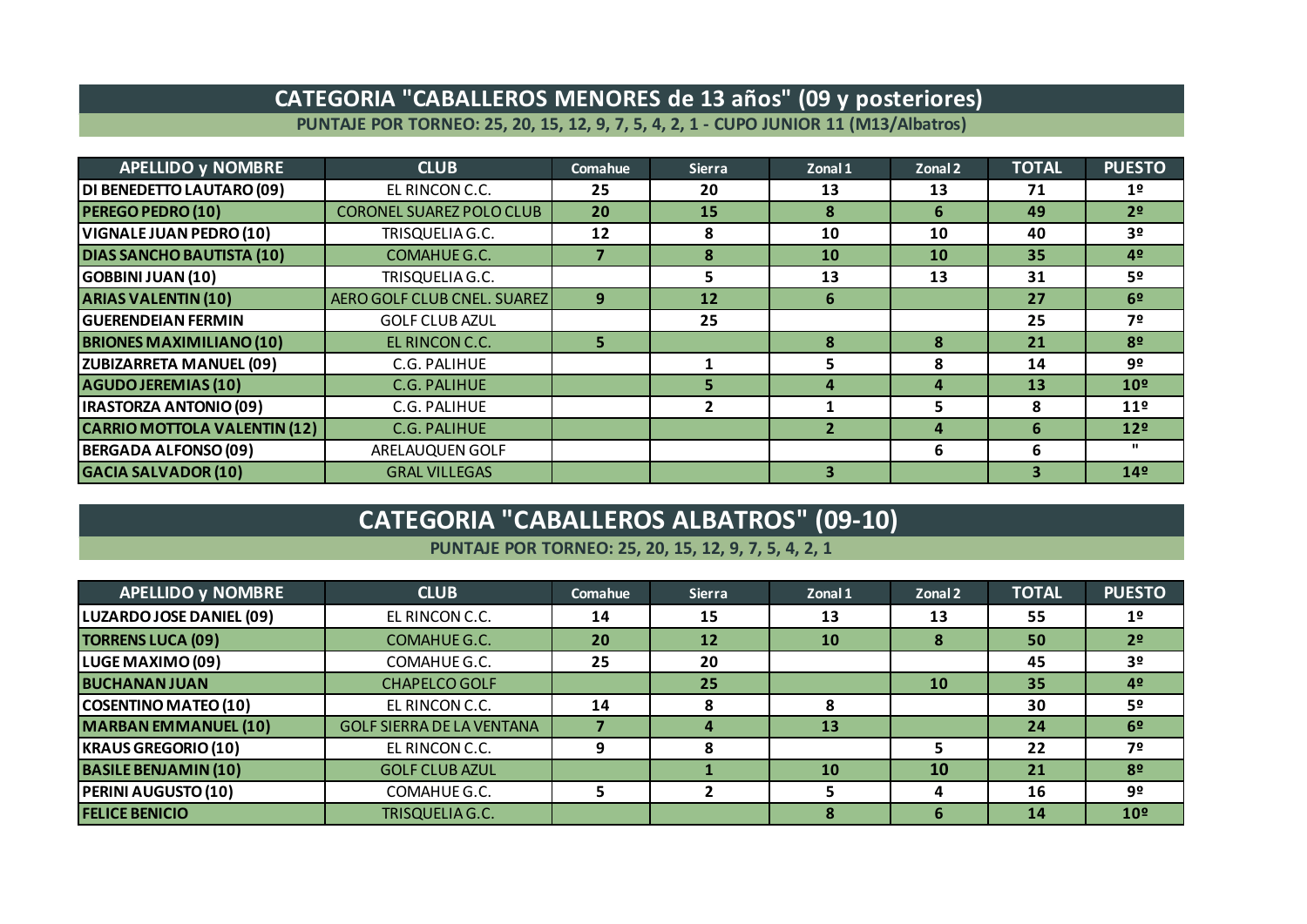# CATEGORIA "CABALLEROS MENORES de 13 años" (09 y posteriores)

**PUNTAJE POR TORNEO: 25, 20, 15, 12, 9, 7, 5, 4, 2, 1 - CUPO JUNIOR 11 (M13/Albatros)**

| APELLIDO y NOMBRE | CLUB | Comahue | Sierra | Zonal 1 | Zonal 2 | TOTAL | PUESTO |
|---|---|---|---|---|---|---|---|
| DI BENEDETTO LAUTARO (09) | EL RINCON C.C. | 25 | 20 | 13 | 13 | 71 | 1º |
| PEREGO PEDRO (10) | CORONEL SUAREZ POLO CLUB | 20 | 15 | 8 | 6 | 49 | 2º |
| VIGNALE JUAN PEDRO (10) | TRISQUELIA G.C. | 12 | 8 | 10 | 10 | 40 | 3º |
| DIAS SANCHO BAUTISTA (10) | COMAHUE G.C. | 7 | 8 | 10 | 10 | 35 | 4º |
| GOBBINI JUAN (10) | TRISQUELIA G.C. | | 5 | 13 | 13 | 31 | 5º |
| ARIAS VALENTIN (10) | AERO GOLF CLUB CNEL. SUAREZ | 9 | 12 | 6 | | 27 | 6º |
| GUERENDEIAN FERMIN | GOLF CLUB AZUL | | 25 | | | 25 | 7º |
| BRIONES MAXIMILIANO (10) | EL RINCON C.C. | 5 | | 8 | 8 | 21 | 8º |
| ZUBIZARRETA MANUEL (09) | C.G. PALIHUE | | 1 | 5 | 8 | 14 | 9º |
| AGUDO JEREMIAS (10) | C.G. PALIHUE | | 5 | 4 | 4 | 13 | 10º |
| IRASTORZA ANTONIO (09) | C.G. PALIHUE | | 2 | 1 | 5 | 8 | 11º |
| CARRIO MOTTOLA VALENTIN (12) | C.G. PALIHUE | | | 2 | 4 | 6 | 12º |
| BERGADA ALFONSO (09) | ARELAUQUEN GOLF | | | | 6 | 6 | " |
| GACIA SALVADOR (10) | GRAL VILLEGAS | | | 3 | | 3 | 14º |

# CATEGORIA "CABALLEROS ALBATROS" (09-10)

**PUNTAJE POR TORNEO: 25, 20, 15, 12, 9, 7, 5, 4, 2, 1**

| APELLIDO y NOMBRE | CLUB | Comahue | Sierra | Zonal 1 | Zonal 2 | TOTAL | PUESTO |
|---|---|---|---|---|---|---|---|
| LUZARDO JOSE DANIEL (09) | EL RINCON C.C. | 14 | 15 | 13 | 13 | 55 | 1º |
| TORRENS LUCA (09) | COMAHUE G.C. | 20 | 12 | 10 | 8 | 50 | 2º |
| LUGE MAXIMO (09) | COMAHUE G.C. | 25 | 20 | | | 45 | 3º |
| BUCHANAN JUAN | CHAPELCO GOLF | | 25 | | 10 | 35 | 4º |
| COSENTINO MATEO (10) | EL RINCON C.C. | 14 | 8 | 8 | | 30 | 5º |
| MARBAN EMMANUEL (10) | GOLF SIERRA DE LA VENTANA | 7 | 4 | 13 | | 24 | 6º |
| KRAUS GREGORIO (10) | EL RINCON C.C. | 9 | 8 | | 5 | 22 | 7º |
| BASILE BENJAMIN (10) | GOLF CLUB AZUL | | 1 | 10 | 10 | 21 | 8º |
| PERINI AUGUSTO (10) | COMAHUE G.C. | 5 | 2 | 5 | 4 | 16 | 9º |
| FELICE BENICIO | TRISQUELIA G.C. | | | 8 | 6 | 14 | 10º |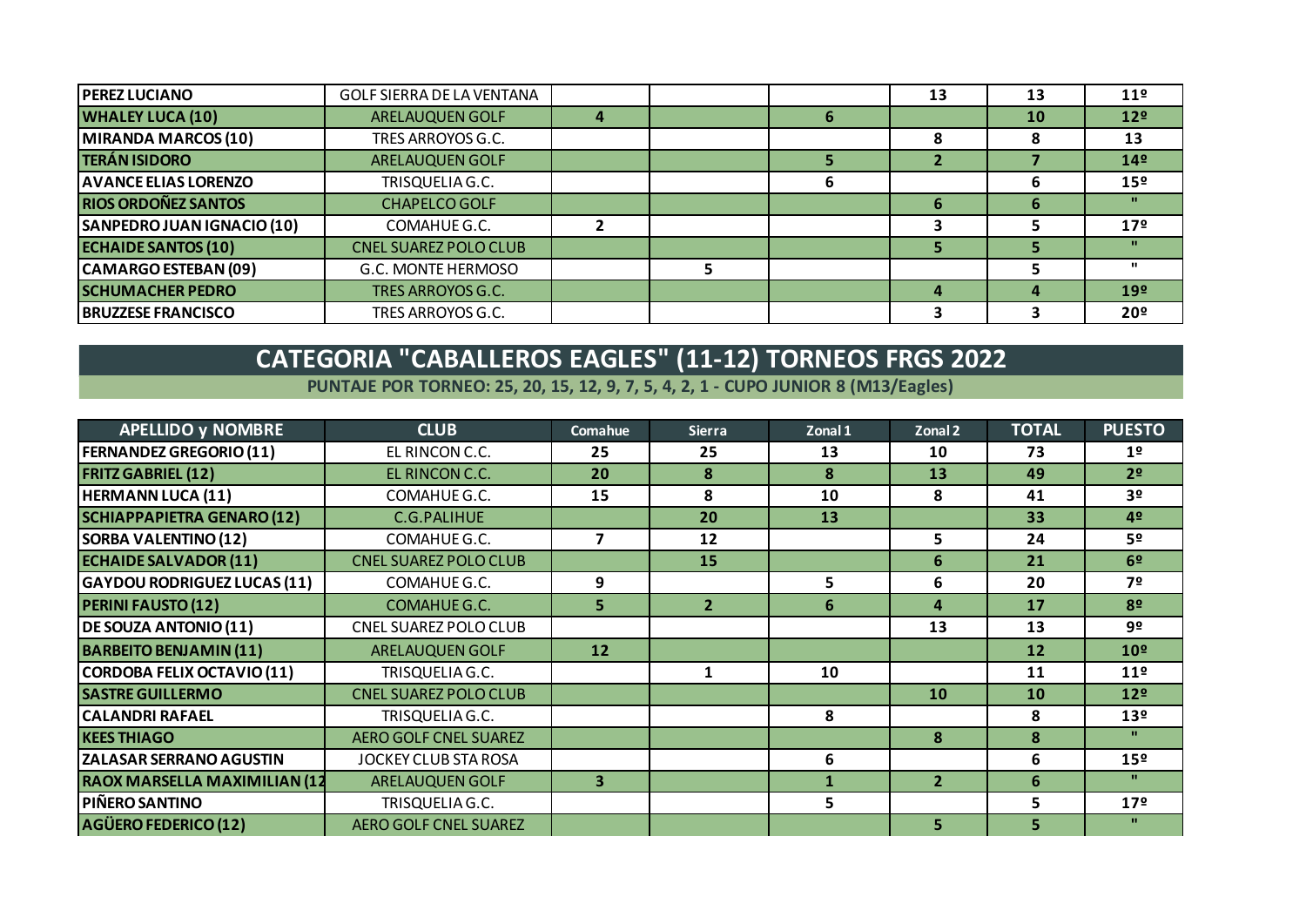| | | | | | | | |
|---|---|---|---|---|---|---|---|
| **PEREZ LUCIANO** | GOLF SIERRA DE LA VENTANA | | | | 13 | 13 | 11º |
| **WHALEY LUCA (10)** | ARELAUQUEN GOLF | 4 | | 6 | | 10 | 12º |
| **MIRANDA MARCOS (10)** | TRES ARROYOS G.C. | | | | 8 | 8 | 13 |
| **TERÁN ISIDORO** | ARELAUQUEN GOLF | | | 5 | 2 | 7 | 14º |
| **AVANCE ELIAS LORENZO** | TRISQUELIA G.C. | | | 6 | | 6 | 15º |
| **RIOS ORDOÑEZ SANTOS** | CHAPELCO GOLF | | | | 6 | 6 | " |
| **SANPEDRO JUAN IGNACIO (10)** | COMAHUE G.C. | 2 | | | 3 | 5 | 17º |
| **ECHAIDE SANTOS (10)** | CNEL SUAREZ POLO CLUB | | | | 5 | 5 | " |
| **CAMARGO ESTEBAN (09)** | G.C. MONTE HERMOSO | | 5 | | | 5 | " |
| **SCHUMACHER PEDRO** | TRES ARROYOS G.C. | | | | 4 | 4 | 19º |
| **BRUZZESE FRANCISCO** | TRES ARROYOS G.C. | | | | 3 | 3 | 20º |

## CATEGORIA "CABALLEROS EAGLES" (11-12) TORNEOS FRGS 2022

**PUNTAJE POR TORNEO: 25, 20, 15, 12, 9, 7, 5, 4, 2, 1 - CUPO JUNIOR 8 (M13/Eagles)**

| APELLIDO y NOMBRE | CLUB | Comahue | Sierra | Zonal 1 | Zonal 2 | TOTAL | PUESTO |
|---|---|---|---|---|---|---|---|
| **FERNANDEZ GREGORIO (11)** | EL RINCON C.C. | 25 | 25 | 13 | 10 | 73 | 1º |
| **FRITZ GABRIEL (12)** | EL RINCON C.C. | 20 | 8 | 8 | 13 | 49 | 2º |
| **HERMANN LUCA (11)** | COMAHUE G.C. | 15 | 8 | 10 | 8 | 41 | 3º |
| **SCHIAPPAPIETRA GENARO (12)** | C.G.PALIHUE | | 20 | 13 | | 33 | 4º |
| **SORBA VALENTINO (12)** | COMAHUE G.C. | 7 | 12 | | 5 | 24 | 5º |
| **ECHAIDE SALVADOR (11)** | CNEL SUAREZ POLO CLUB | | 15 | | 6 | 21 | 6º |
| **GAYDOU RODRIGUEZ LUCAS (11)** | COMAHUE G.C. | 9 | | 5 | 6 | 20 | 7º |
| **PERINI FAUSTO (12)** | COMAHUE G.C. | 5 | 2 | 6 | 4 | 17 | 8º |
| **DE SOUZA ANTONIO (11)** | CNEL SUAREZ POLO CLUB | | | | 13 | 13 | 9º |
| **BARBEITO BENJAMIN (11)** | ARELAUQUEN GOLF | 12 | | | | 12 | 10º |
| **CORDOBA FELIX OCTAVIO (11)** | TRISQUELIA G.C. | | 1 | 10 | | 11 | 11º |
| **SASTRE GUILLERMO** | CNEL SUAREZ POLO CLUB | | | | 10 | 10 | 12º |
| **CALANDRI RAFAEL** | TRISQUELIA G.C. | | | 8 | | 8 | 13º |
| **KEES THIAGO** | AERO GOLF CNEL SUAREZ | | | | 8 | 8 | " |
| **ZALASAR SERRANO AGUSTIN** | JOCKEY CLUB STA ROSA | | | 6 | | 6 | 15º |
| **RAOX MARSELLA MAXIMILIAN (12** | ARELAUQUEN GOLF | 3 | | 1 | 2 | 6 | " |
| **PIÑERO SANTINO** | TRISQUELIA G.C. | | | 5 | | 5 | 17º |
| **AGÜERO FEDERICO (12)** | AERO GOLF CNEL SUAREZ | | | | 5 | 5 | " |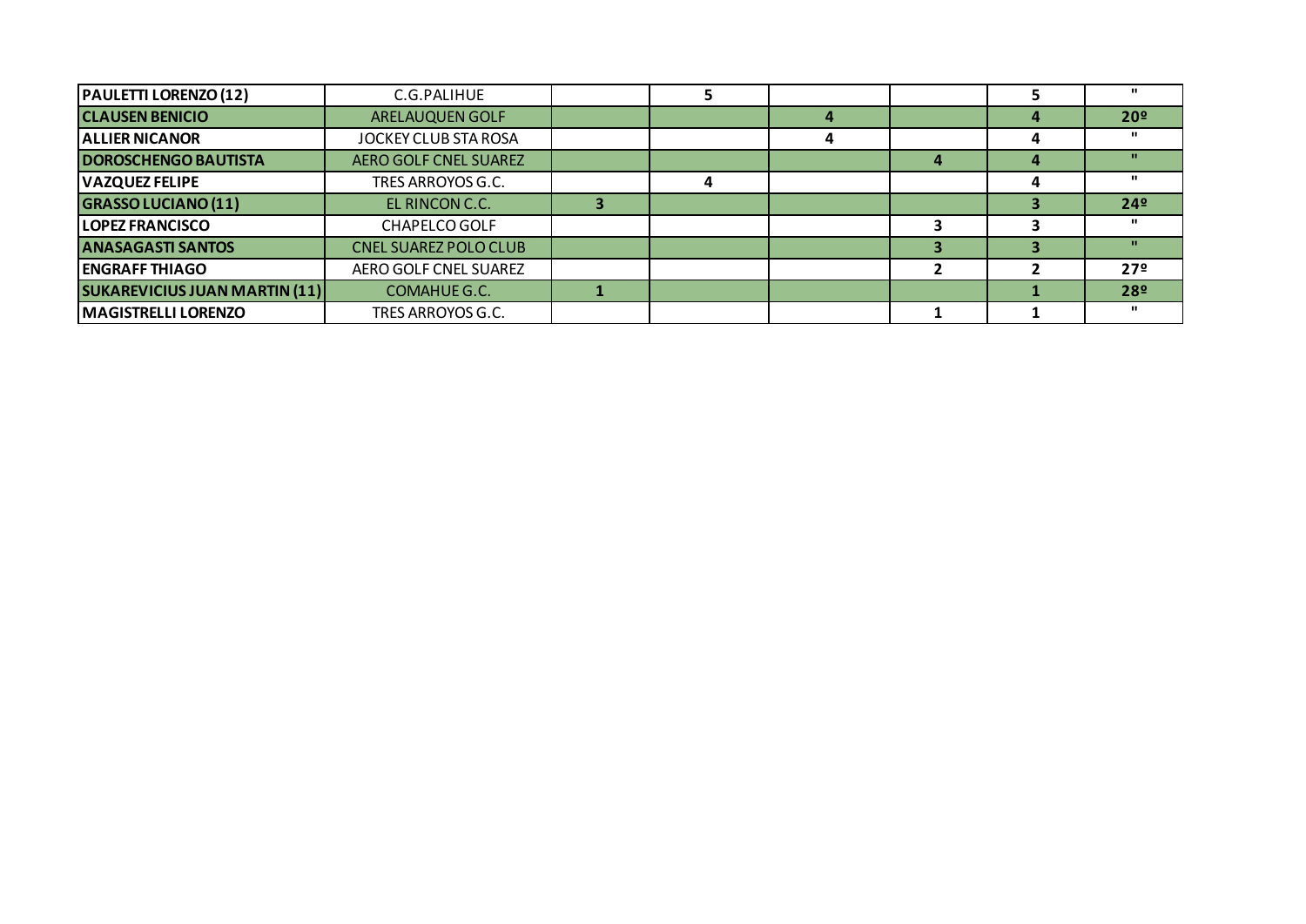| | | | | | | | |
|---|---|---|---|---|---|---|---|
| **PAULETTI LORENZO (12)** | C.G.PALIHUE | | 5 | | | 5 | " |
| **CLAUSEN BENICIO** | ARELAUQUEN GOLF | | | 4 | | 4 | 20º |
| **ALLIER NICANOR** | JOCKEY CLUB STA ROSA | | | 4 | | 4 | " |
| **DOROSCHENGO BAUTISTA** | AERO GOLF CNEL SUAREZ | | | | 4 | 4 | " |
| **VAZQUEZ FELIPE** | TRES ARROYOS G.C. | | 4 | | | 4 | " |
| **GRASSO LUCIANO (11)** | EL RINCON C.C. | 3 | | | | 3 | 24º |
| **LOPEZ FRANCISCO** | CHAPELCO GOLF | | | | 3 | 3 | " |
| **ANASAGASTI SANTOS** | CNEL SUAREZ POLO CLUB | | | | 3 | 3 | " |
| **ENGRAFF THIAGO** | AERO GOLF CNEL SUAREZ | | | | 2 | 2 | 27º |
| **SUKAREVICIUS JUAN MARTIN (11)** | COMAHUE G.C. | 1 | | | | 1 | 28º |
| **MAGISTRELLI LORENZO** | TRES ARROYOS G.C. | | | | 1 | 1 | " |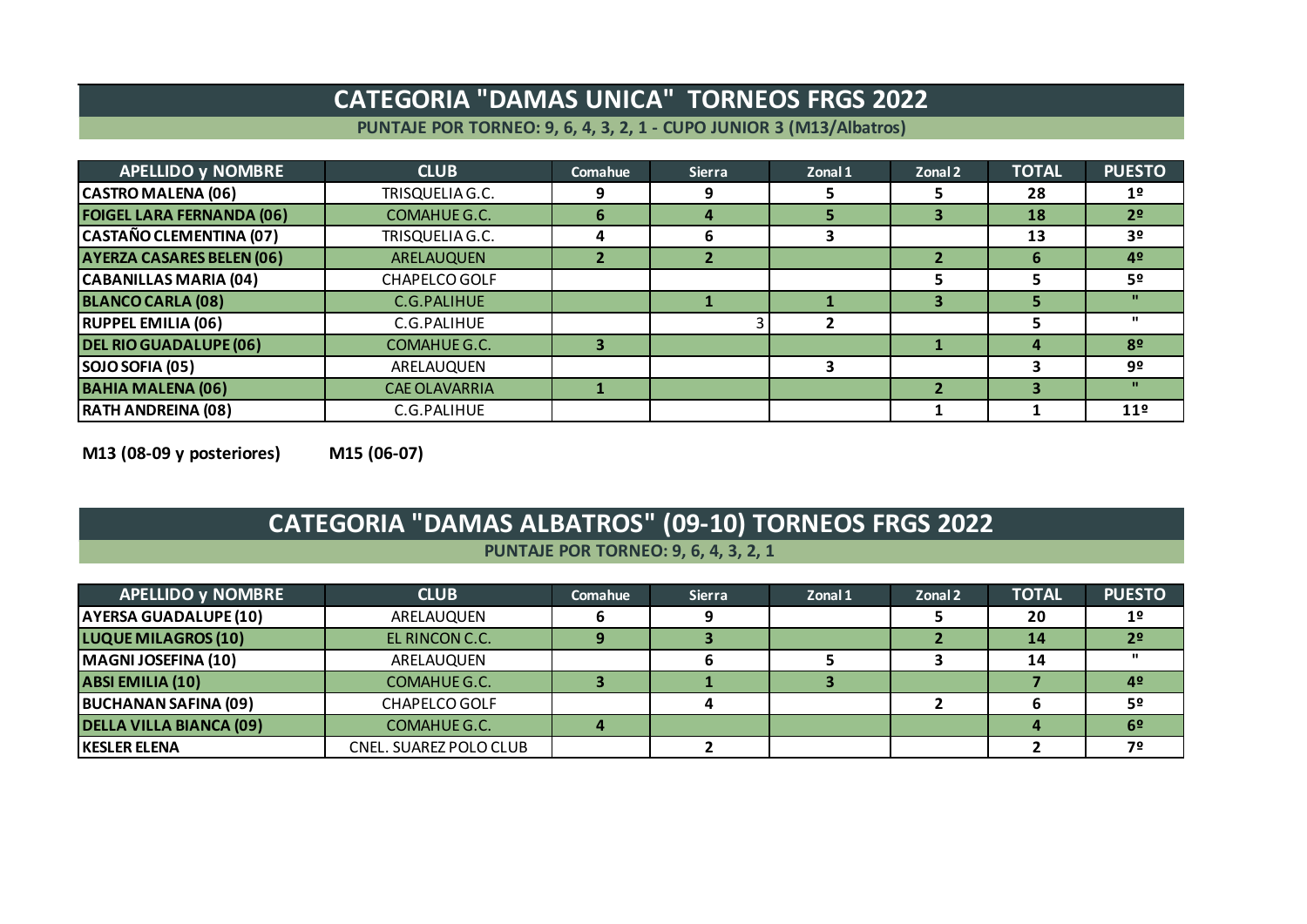# CATEGORIA "DAMAS UNICA" TORNEOS FRGS 2022

**PUNTAJE POR TORNEO: 9, 6, 4, 3, 2, 1 - CUPO JUNIOR 3 (M13/Albatros)**

| APELLIDO y NOMBRE | CLUB | Comahue | Sierra | Zonal 1 | Zonal 2 | TOTAL | PUESTO |
|---|---|---|---|---|---|---|---|
| CASTRO MALENA (06) | TRISQUELIA G.C. | 9 | 9 | 5 | 5 | 28 | 1º |
| FOIGEL LARA FERNANDA (06) | COMAHUE G.C. | 6 | 4 | 5 | 3 | 18 | 2º |
| CASTAÑO CLEMENTINA (07) | TRISQUELIA G.C. | 4 | 6 | 3 | | 13 | 3º |
| AYERZA CASARES BELEN (06) | ARELAUQUEN | 2 | 2 | | 2 | 6 | 4º |
| CABANILLAS MARIA (04) | CHAPELCO GOLF | | | | 5 | 5 | 5º |
| BLANCO CARLA (08) | C.G.PALIHUE | | 1 | 1 | 3 | 5 | " |
| RUPPEL EMILIA (06) | C.G.PALIHUE | | 3 | 2 | | 5 | " |
| DEL RIO GUADALUPE (06) | COMAHUE G.C. | 3 | | | 1 | 4 | 8º |
| SOJO SOFIA (05) | ARELAUQUEN | | | 3 | | 3 | 9º |
| BAHIA MALENA (06) | CAE OLAVARRIA | 1 | | | 2 | 3 | " |
| RATH ANDREINA (08) | C.G.PALIHUE | | | | 1 | 1 | 11º |

**M13 (08-09 y posteriores)** **M15 (06-07)**

# CATEGORIA "DAMAS ALBATROS" (09-10) TORNEOS FRGS 2022

**PUNTAJE POR TORNEO: 9, 6, 4, 3, 2, 1**

| APELLIDO y NOMBRE | CLUB | Comahue | Sierra | Zonal 1 | Zonal 2 | TOTAL | PUESTO |
|---|---|---|---|---|---|---|---|
| AYERSA GUADALUPE (10) | ARELAUQUEN | 6 | 9 | | 5 | 20 | 1º |
| LUQUE MILAGROS (10) | EL RINCON C.C. | 9 | 3 | | 2 | 14 | 2º |
| MAGNI JOSEFINA (10) | ARELAUQUEN | | 6 | 5 | 3 | 14 | " |
| ABSI EMILIA (10) | COMAHUE G.C. | 3 | 1 | 3 | | 7 | 4º |
| BUCHANAN SAFINA (09) | CHAPELCO GOLF | | 4 | | 2 | 6 | 5º |
| DELLA VILLA BIANCA (09) | COMAHUE G.C. | 4 | | | | 4 | 6º |
| KESLER ELENA | CNEL. SUAREZ POLO CLUB | | 2 | | | 2 | 7º |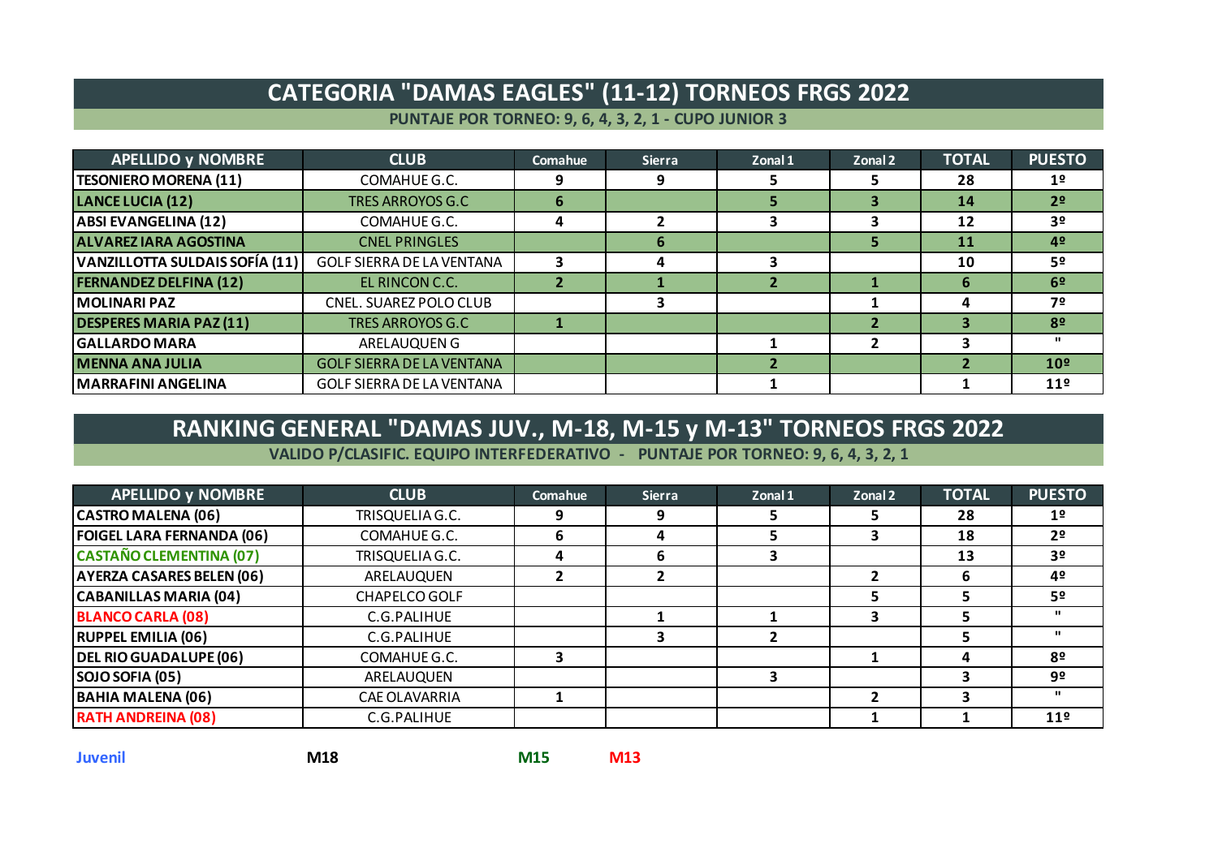# CATEGORIA "DAMAS EAGLES" (11-12) TORNEOS FRGS 2022

**PUNTAJE POR TORNEO: 9, 6, 4, 3, 2, 1 - CUPO JUNIOR 3**

| APELLIDO y NOMBRE | CLUB | Comahue | Sierra | Zonal 1 | Zonal 2 | TOTAL | PUESTO |
|---|---|---|---|---|---|---|---|
| TESONIERO MORENA (11) | COMAHUE G.C. | 9 | 9 | 5 | 5 | 28 | 1º |
| LANCE LUCIA (12) | TRES ARROYOS G.C | 6 | | 5 | 3 | 14 | 2º |
| ABSI EVANGELINA (12) | COMAHUE G.C. | 4 | 2 | 3 | 3 | 12 | 3º |
| ALVAREZ IARA AGOSTINA | CNEL PRINGLES | | 6 | | 5 | 11 | 4º |
| VANZILLOTTA SULDAIS SOFÍA (11) | GOLF SIERRA DE LA VENTANA | 3 | 4 | 3 | | 10 | 5º |
| FERNANDEZ DELFINA (12) | EL RINCON C.C. | 2 | 1 | 2 | 1 | 6 | 6º |
| MOLINARI PAZ | CNEL. SUAREZ POLO CLUB | | 3 | | 1 | 4 | 7º |
| DESPERES MARIA PAZ (11) | TRES ARROYOS G.C | 1 | | | 2 | 3 | 8º |
| GALLARDO MARA | ARELAUQUEN G | | | 1 | 2 | 3 | " |
| MENNA ANA JULIA | GOLF SIERRA DE LA VENTANA | | | 2 | | 2 | 10º |
| MARRAFINI ANGELINA | GOLF SIERRA DE LA VENTANA | | | 1 | | 1 | 11º |

# RANKING GENERAL "DAMAS JUV., M-18, M-15 y M-13" TORNEOS FRGS 2022

**VALIDO P/CLASIFIC. EQUIPO INTERFEDERATIVO - PUNTAJE POR TORNEO: 9, 6, 4, 3, 2, 1**

| APELLIDO y NOMBRE | CLUB | Comahue | Sierra | Zonal 1 | Zonal 2 | TOTAL | PUESTO |
|---|---|---|---|---|---|---|---|
| CASTRO MALENA (06) | TRISQUELIA G.C. | 9 | 9 | 5 | 5 | 28 | 1º |
| FOIGEL LARA FERNANDA (06) | COMAHUE G.C. | 6 | 4 | 5 | 3 | 18 | 2º |
| CASTAÑO CLEMENTINA (07) | TRISQUELIA G.C. | 4 | 6 | 3 | | 13 | 3º |
| AYERZA CASARES BELEN (06) | ARELAUQUEN | 2 | 2 | | 2 | 6 | 4º |
| CABANILLAS MARIA (04) | CHAPELCO GOLF | | | | 5 | 5 | 5º |
| BLANCO CARLA (08) | C.G.PALIHUE | | 1 | 1 | 3 | 5 | " |
| RUPPEL EMILIA (06) | C.G.PALIHUE | | 3 | 2 | | 5 | " |
| DEL RIO GUADALUPE (06) | COMAHUE G.C. | 3 | | | 1 | 4 | 8º |
| SOJO SOFIA (05) | ARELAUQUEN | | | 3 | | 3 | 9º |
| BAHIA MALENA (06) | CAE OLAVARRIA | 1 | | | 2 | 3 | " |
| RATH ANDREINA (08) | C.G.PALIHUE | | | | 1 | 1 | 11º |

Juvenil M18 M15 M13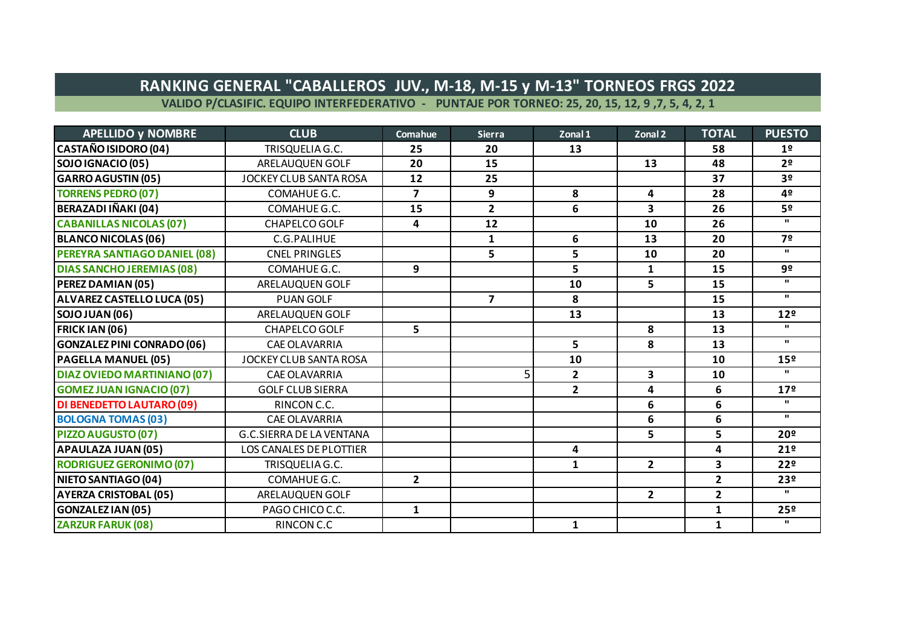## RANKING GENERAL "CABALLEROS JUV., M-18, M-15 y M-13" TORNEOS FRGS 2022

VALIDO P/CLASIFIC. EQUIPO INTERFEDERATIVO - PUNTAJE POR TORNEO: 25, 20, 15, 12, 9 ,7, 5, 4, 2, 1

| APELLIDO y NOMBRE | CLUB | Comahue | Sierra | Zonal 1 | Zonal 2 | TOTAL | PUESTO |
|---|---|---|---|---|---|---|---|
| CASTAÑO ISIDORO (04) | TRISQUELIA G.C. | 25 | 20 | 13 | | 58 | 1º |
| SOJO IGNACIO (05) | ARELAUQUEN GOLF | 20 | 15 | | 13 | 48 | 2º |
| GARRO AGUSTIN (05) | JOCKEY CLUB SANTA ROSA | 12 | 25 | | | 37 | 3º |
| TORRENS PEDRO (07) | COMAHUE G.C. | 7 | 9 | 8 | 4 | 28 | 4º |
| BERAZADI IÑAKI (04) | COMAHUE G.C. | 15 | 2 | 6 | 3 | 26 | 5º |
| CABANILLAS NICOLAS (07) | CHAPELCO GOLF | 4 | 12 | | 10 | 26 | " |
| BLANCO NICOLAS (06) | C.G.PALIHUE | | 1 | 6 | 13 | 20 | 7º |
| PEREYRA SANTIAGO DANIEL (08) | CNEL PRINGLES | | 5 | 5 | 10 | 20 | " |
| DIAS SANCHO JEREMIAS (08) | COMAHUE G.C. | 9 | | 5 | 1 | 15 | 9º |
| PEREZ DAMIAN (05) | ARELAUQUEN GOLF | | | 10 | 5 | 15 | " |
| ALVAREZ CASTELLO LUCA (05) | PUAN GOLF | | 7 | 8 | | 15 | " |
| SOJO JUAN (06) | ARELAUQUEN GOLF | | | 13 | | 13 | 12º |
| FRICK IAN (06) | CHAPELCO GOLF | 5 | | | 8 | 13 | " |
| GONZALEZ PINI CONRADO (06) | CAE OLAVARRIA | | | 5 | 8 | 13 | " |
| PAGELLA MANUEL (05) | JOCKEY CLUB SANTA ROSA | | | 10 | | 10 | 15º |
| DIAZ OVIEDO MARTINIANO (07) | CAE OLAVARRIA | | 5 | 2 | 3 | 10 | " |
| GOMEZ JUAN IGNACIO (07) | GOLF CLUB SIERRA | | | 2 | 4 | 6 | 17º |
| DI BENEDETTO LAUTARO (09) | RINCON C.C. | | | | 6 | 6 | " |
| BOLOGNA TOMAS (03) | CAE OLAVARRIA | | | | 6 | 6 | " |
| PIZZO AUGUSTO (07) | G.C.SIERRA DE LA VENTANA | | | | 5 | 5 | 20º |
| APAULAZA JUAN (05) | LOS CANALES DE PLOTTIER | | | 4 | | 4 | 21º |
| RODRIGUEZ GERONIMO (07) | TRISQUELIA G.C. | | | 1 | 2 | 3 | 22º |
| NIETO SANTIAGO (04) | COMAHUE G.C. | 2 | | | | 2 | 23º |
| AYERZA CRISTOBAL (05) | ARELAUQUEN GOLF | | | | 2 | 2 | " |
| GONZALEZ IAN (05) | PAGO CHICO C.C. | 1 | | | | 1 | 25º |
| ZARZUR FARUK (08) | RINCON C.C | | | 1 | | 1 | " |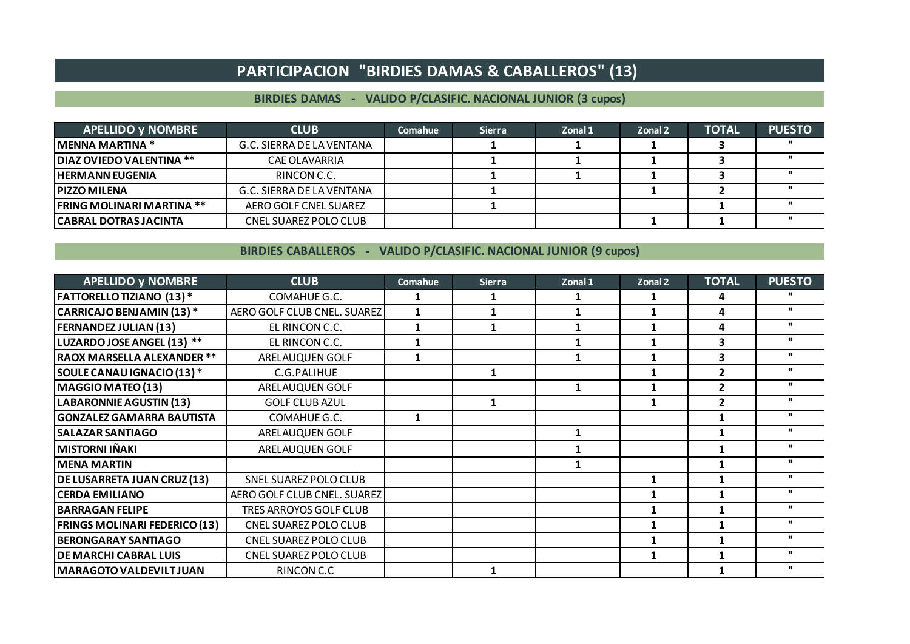# PARTICIPACION "BIRDIES DAMAS & CABALLEROS" (13)

## BIRDIES DAMAS - VALIDO P/CLASIFIC. NACIONAL JUNIOR (3 cupos)

| APELLIDO y NOMBRE | CLUB | Comahue | Sierra | Zonal 1 | Zonal 2 | TOTAL | PUESTO |
|---|---|---|---|---|---|---|---|
| MENNA MARTINA * | G.C. SIERRA DE LA VENTANA | | 1 | 1 | 1 | 3 | " |
| DIAZ OVIEDO VALENTINA ** | CAE OLAVARRIA | | 1 | 1 | 1 | 3 | " |
| HERMANN EUGENIA | RINCON C.C. | | 1 | 1 | 1 | 3 | " |
| PIZZO MILENA | G.C. SIERRA DE LA VENTANA | | 1 | | 1 | 2 | " |
| FRING MOLINARI MARTINA ** | AERO GOLF CNEL SUAREZ | | 1 | | | 1 | " |
| CABRAL DOTRAS JACINTA | CNEL SUAREZ POLO CLUB | | | | 1 | 1 | " |

## BIRDIES CABALLEROS - VALIDO P/CLASIFIC. NACIONAL JUNIOR (9 cupos)

| APELLIDO y NOMBRE | CLUB | Comahue | Sierra | Zonal 1 | Zonal 2 | TOTAL | PUESTO |
|---|---|---|---|---|---|---|---|
| FATTORELLO TIZIANO (13) * | COMAHUE G.C. | 1 | 1 | 1 | 1 | 4 | " |
| CARRICAJO BENJAMIN (13) * | AERO GOLF CLUB CNEL. SUAREZ | 1 | 1 | 1 | 1 | 4 | " |
| FERNANDEZ JULIAN (13) | EL RINCON C.C. | 1 | 1 | 1 | 1 | 4 | " |
| LUZARDO JOSE ANGEL (13) ** | EL RINCON C.C. | 1 | | 1 | 1 | 3 | " |
| RAOX MARSELLA ALEXANDER ** | ARELAUQUEN GOLF | 1 | | 1 | 1 | 3 | " |
| SOULE CANAU IGNACIO (13) * | C.G.PALIHUE | | 1 | | 1 | 2 | " |
| MAGGIO MATEO (13) | ARELAUQUEN GOLF | | | 1 | 1 | 2 | " |
| LABARONNIE AGUSTIN (13) | GOLF CLUB AZUL | | 1 | | 1 | 2 | " |
| GONZALEZ GAMARRA BAUTISTA | COMAHUE G.C. | 1 | | | | 1 | " |
| SALAZAR SANTIAGO | ARELAUQUEN GOLF | | | 1 | | 1 | " |
| MISTORNI IÑAKI | ARELAUQUEN GOLF | | | 1 | | 1 | " |
| MENA MARTIN | | | | 1 | | 1 | " |
| DE LUSARRETA JUAN CRUZ (13) | SNEL SUAREZ POLO CLUB | | | | 1 | 1 | " |
| CERDA EMILIANO | AERO GOLF CLUB CNEL. SUAREZ | | | | 1 | 1 | " |
| BARRAGAN FELIPE | TRES ARROYOS GOLF CLUB | | | | 1 | 1 | " |
| FRINGS MOLINARI FEDERICO (13) | CNEL SUAREZ POLO CLUB | | | | 1 | 1 | " |
| BERONGARAY SANTIAGO | CNEL SUAREZ POLO CLUB | | | | 1 | 1 | " |
| DE MARCHI CABRAL LUIS | CNEL SUAREZ POLO CLUB | | | | 1 | 1 | " |
| MARAGOTO VALDEVILT JUAN | RINCON C.C | | 1 | | | 1 | " |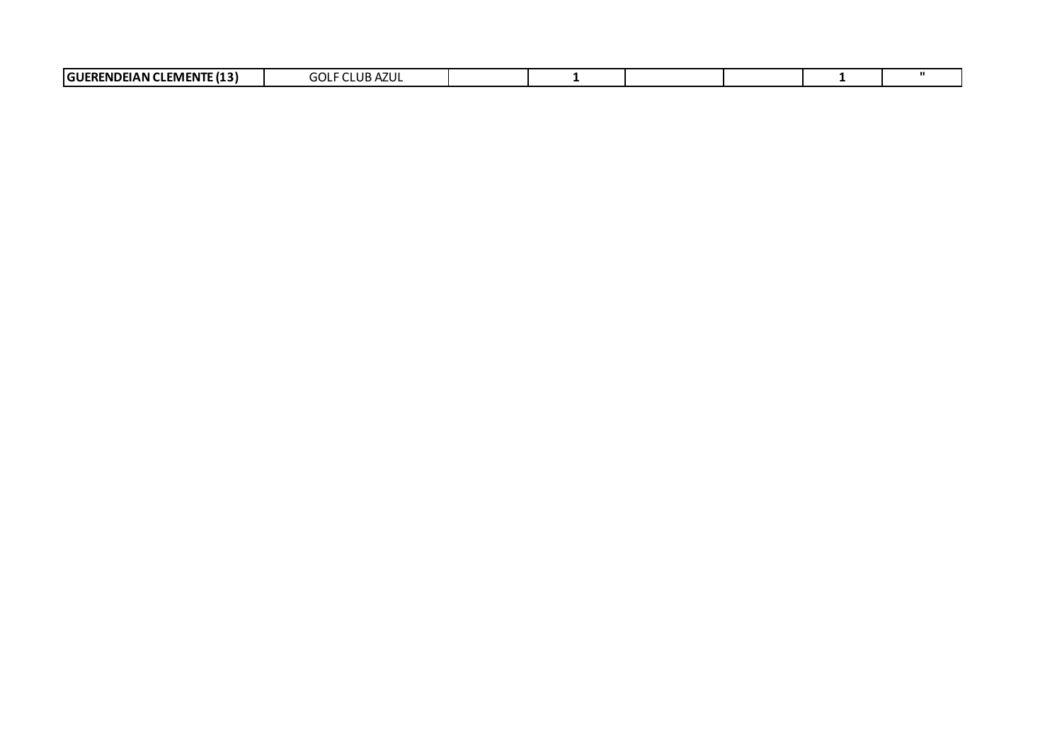| | | | | | | | |
|---|---|---|---|---|---|---|---|
| **GUERENDEIAN CLEMENTE (13)** | GOLF CLUB AZUL | | **1** | | | **1** | **"** |